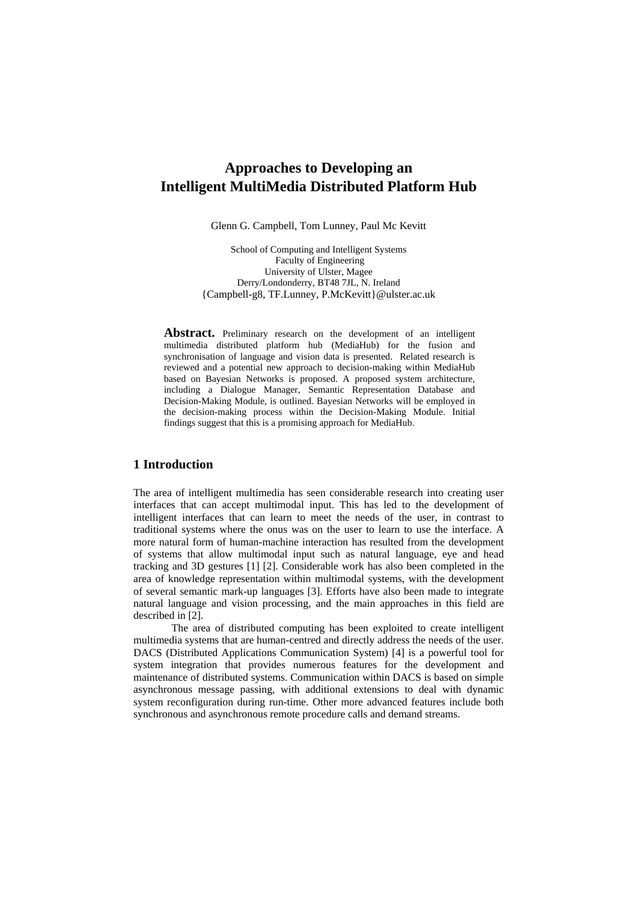# Approaches to Developing an Intelligent MultiMedia Distributed Platform Hub

Glenn G. Campbell, Tom Lunney, Paul Mc Kevitt

School of Computing and Intelligent Systems
Faculty of Engineering
University of Ulster, Magee
Derry/Londonderry, BT48 7JL, N. Ireland
{Campbell-g8, TF.Lunney, P.McKevitt}@ulster.ac.uk

**Abstract.** Preliminary research on the development of an intelligent multimedia distributed platform hub (MediaHub) for the fusion and synchronisation of language and vision data is presented. Related research is reviewed and a potential new approach to decision-making within MediaHub based on Bayesian Networks is proposed. A proposed system architecture, including a Dialogue Manager, Semantic Representation Database and Decision-Making Module, is outlined. Bayesian Networks will be employed in the decision-making process within the Decision-Making Module. Initial findings suggest that this is a promising approach for MediaHub.

## 1 Introduction

The area of intelligent multimedia has seen considerable research into creating user interfaces that can accept multimodal input. This has led to the development of intelligent interfaces that can learn to meet the needs of the user, in contrast to traditional systems where the onus was on the user to learn to use the interface. A more natural form of human-machine interaction has resulted from the development of systems that allow multimodal input such as natural language, eye and head tracking and 3D gestures [1] [2]. Considerable work has also been completed in the area of knowledge representation within multimodal systems, with the development of several semantic mark-up languages [3]. Efforts have also been made to integrate natural language and vision processing, and the main approaches in this field are described in [2].

The area of distributed computing has been exploited to create intelligent multimedia systems that are human-centred and directly address the needs of the user. DACS (Distributed Applications Communication System) [4] is a powerful tool for system integration that provides numerous features for the development and maintenance of distributed systems. Communication within DACS is based on simple asynchronous message passing, with additional extensions to deal with dynamic system reconfiguration during run-time. Other more advanced features include both synchronous and asynchronous remote procedure calls and demand streams.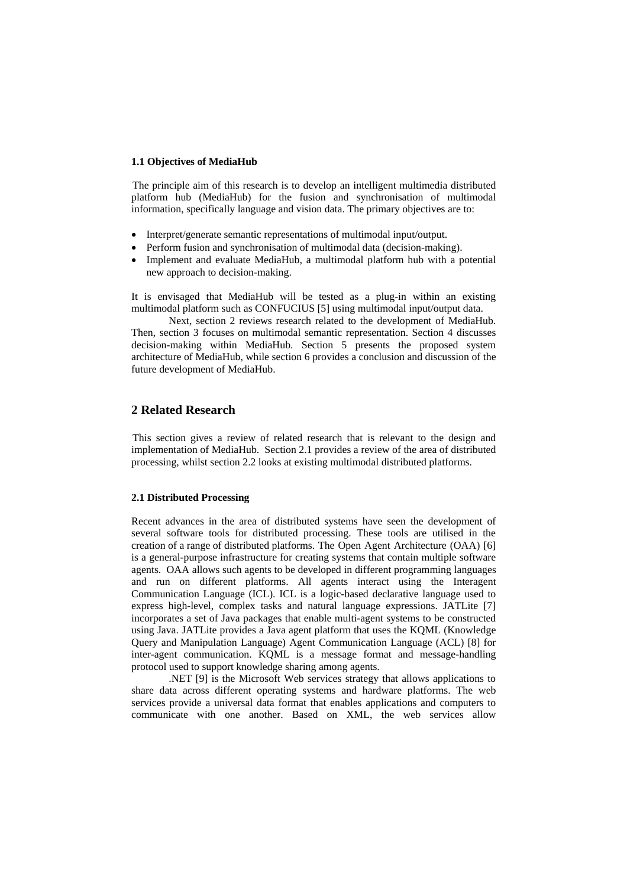### 1.1 Objectives of MediaHub

The principle aim of this research is to develop an intelligent multimedia distributed platform hub (MediaHub) for the fusion and synchronisation of multimodal information, specifically language and vision data. The primary objectives are to:

- Interpret/generate semantic representations of multimodal input/output.
- Perform fusion and synchronisation of multimodal data (decision-making).
- Implement and evaluate MediaHub, a multimodal platform hub with a potential new approach to decision-making.

It is envisaged that MediaHub will be tested as a plug-in within an existing multimodal platform such as CONFUCIUS [5] using multimodal input/output data.

Next, section 2 reviews research related to the development of MediaHub. Then, section 3 focuses on multimodal semantic representation. Section 4 discusses decision-making within MediaHub. Section 5 presents the proposed system architecture of MediaHub, while section 6 provides a conclusion and discussion of the future development of MediaHub.

## 2 Related Research

This section gives a review of related research that is relevant to the design and implementation of MediaHub. Section 2.1 provides a review of the area of distributed processing, whilst section 2.2 looks at existing multimodal distributed platforms.

### 2.1 Distributed Processing

Recent advances in the area of distributed systems have seen the development of several software tools for distributed processing. These tools are utilised in the creation of a range of distributed platforms. The Open Agent Architecture (OAA) [6] is a general-purpose infrastructure for creating systems that contain multiple software agents. OAA allows such agents to be developed in different programming languages and run on different platforms. All agents interact using the Interagent Communication Language (ICL). ICL is a logic-based declarative language used to express high-level, complex tasks and natural language expressions. JATLite [7] incorporates a set of Java packages that enable multi-agent systems to be constructed using Java. JATLite provides a Java agent platform that uses the KQML (Knowledge Query and Manipulation Language) Agent Communication Language (ACL) [8] for inter-agent communication. KQML is a message format and message-handling protocol used to support knowledge sharing among agents.

.NET [9] is the Microsoft Web services strategy that allows applications to share data across different operating systems and hardware platforms. The web services provide a universal data format that enables applications and computers to communicate with one another. Based on XML, the web services allow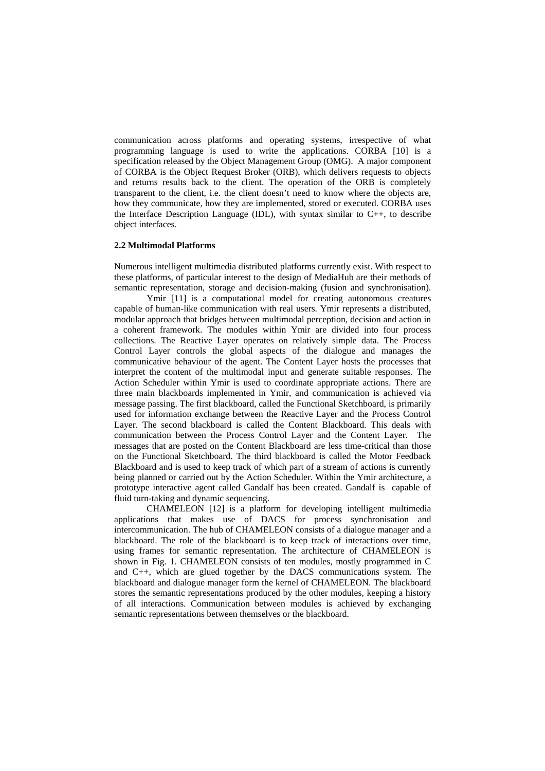communication across platforms and operating systems, irrespective of what programming language is used to write the applications. CORBA [10] is a specification released by the Object Management Group (OMG). A major component of CORBA is the Object Request Broker (ORB), which delivers requests to objects and returns results back to the client. The operation of the ORB is completely transparent to the client, i.e. the client doesn't need to know where the objects are, how they communicate, how they are implemented, stored or executed. CORBA uses the Interface Description Language (IDL), with syntax similar to C++, to describe object interfaces.

### 2.2 Multimodal Platforms

Numerous intelligent multimedia distributed platforms currently exist. With respect to these platforms, of particular interest to the design of MediaHub are their methods of semantic representation, storage and decision-making (fusion and synchronisation).

Ymir [11] is a computational model for creating autonomous creatures capable of human-like communication with real users. Ymir represents a distributed, modular approach that bridges between multimodal perception, decision and action in a coherent framework. The modules within Ymir are divided into four process collections. The Reactive Layer operates on relatively simple data. The Process Control Layer controls the global aspects of the dialogue and manages the communicative behaviour of the agent. The Content Layer hosts the processes that interpret the content of the multimodal input and generate suitable responses. The Action Scheduler within Ymir is used to coordinate appropriate actions. There are three main blackboards implemented in Ymir, and communication is achieved via message passing. The first blackboard, called the Functional Sketchboard, is primarily used for information exchange between the Reactive Layer and the Process Control Layer. The second blackboard is called the Content Blackboard. This deals with communication between the Process Control Layer and the Content Layer. The messages that are posted on the Content Blackboard are less time-critical than those on the Functional Sketchboard. The third blackboard is called the Motor Feedback Blackboard and is used to keep track of which part of a stream of actions is currently being planned or carried out by the Action Scheduler. Within the Ymir architecture, a prototype interactive agent called Gandalf has been created. Gandalf is capable of fluid turn-taking and dynamic sequencing.

CHAMELEON [12] is a platform for developing intelligent multimedia applications that makes use of DACS for process synchronisation and intercommunication. The hub of CHAMELEON consists of a dialogue manager and a blackboard. The role of the blackboard is to keep track of interactions over time, using frames for semantic representation. The architecture of CHAMELEON is shown in Fig. 1. CHAMELEON consists of ten modules, mostly programmed in C and C++, which are glued together by the DACS communications system. The blackboard and dialogue manager form the kernel of CHAMELEON. The blackboard stores the semantic representations produced by the other modules, keeping a history of all interactions. Communication between modules is achieved by exchanging semantic representations between themselves or the blackboard.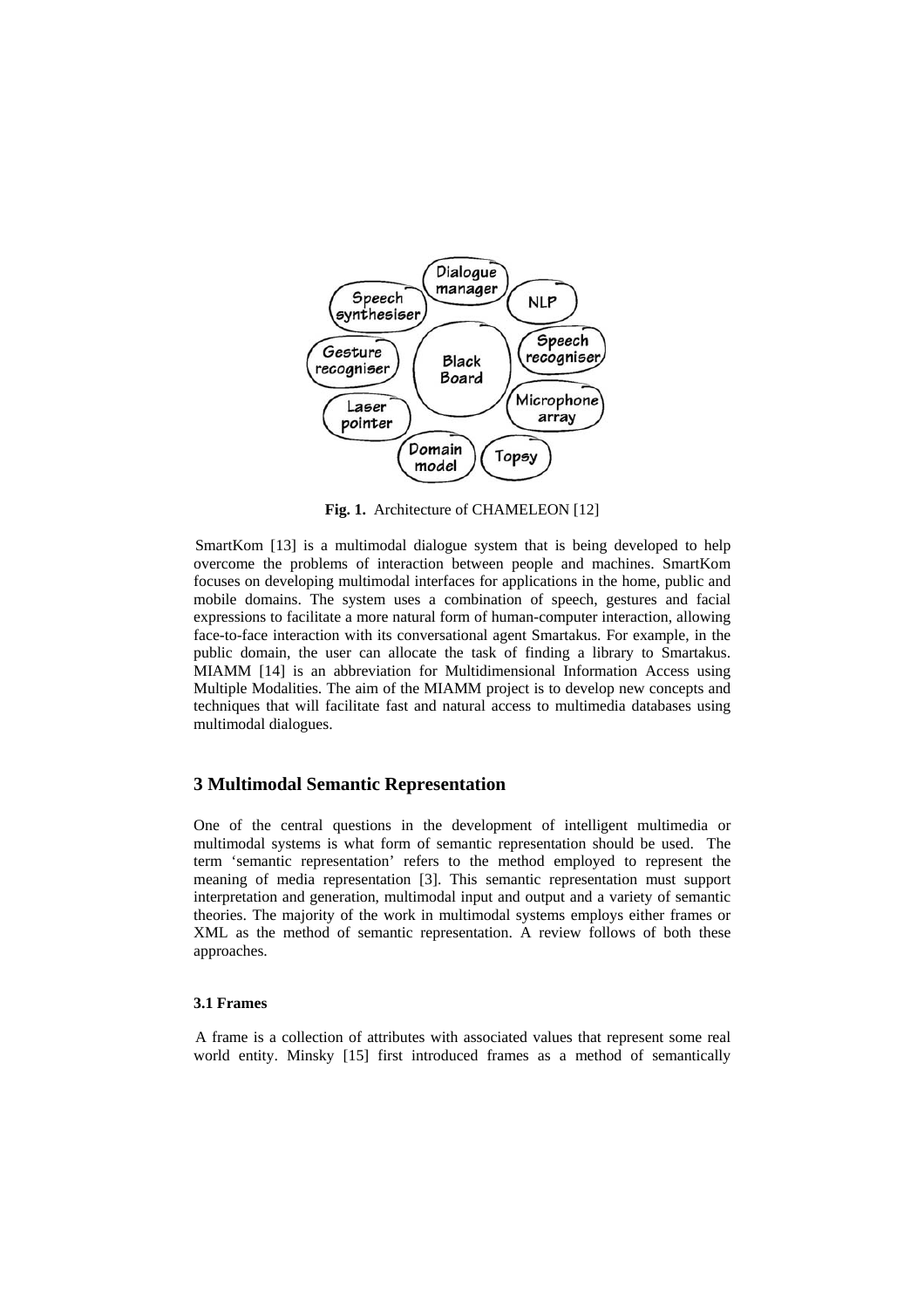**Fig. 1.** Architecture of CHAMELEON [12]

SmartKom [13] is a multimodal dialogue system that is being developed to help overcome the problems of interaction between people and machines. SmartKom focuses on developing multimodal interfaces for applications in the home, public and mobile domains. The system uses a combination of speech, gestures and facial expressions to facilitate a more natural form of human-computer interaction, allowing face-to-face interaction with its conversational agent Smartakus. For example, in the public domain, the user can allocate the task of finding a library to Smartakus. MIAMM [14] is an abbreviation for Multidimensional Information Access using Multiple Modalities. The aim of the MIAMM project is to develop new concepts and techniques that will facilitate fast and natural access to multimedia databases using multimodal dialogues.

## 3 Multimodal Semantic Representation

One of the central questions in the development of intelligent multimedia or multimodal systems is what form of semantic representation should be used. The term 'semantic representation' refers to the method employed to represent the meaning of media representation [3]. This semantic representation must support interpretation and generation, multimodal input and output and a variety of semantic theories. The majority of the work in multimodal systems employs either frames or XML as the method of semantic representation. A review follows of both these approaches.

### 3.1 Frames

A frame is a collection of attributes with associated values that represent some real world entity. Minsky [15] first introduced frames as a method of semantically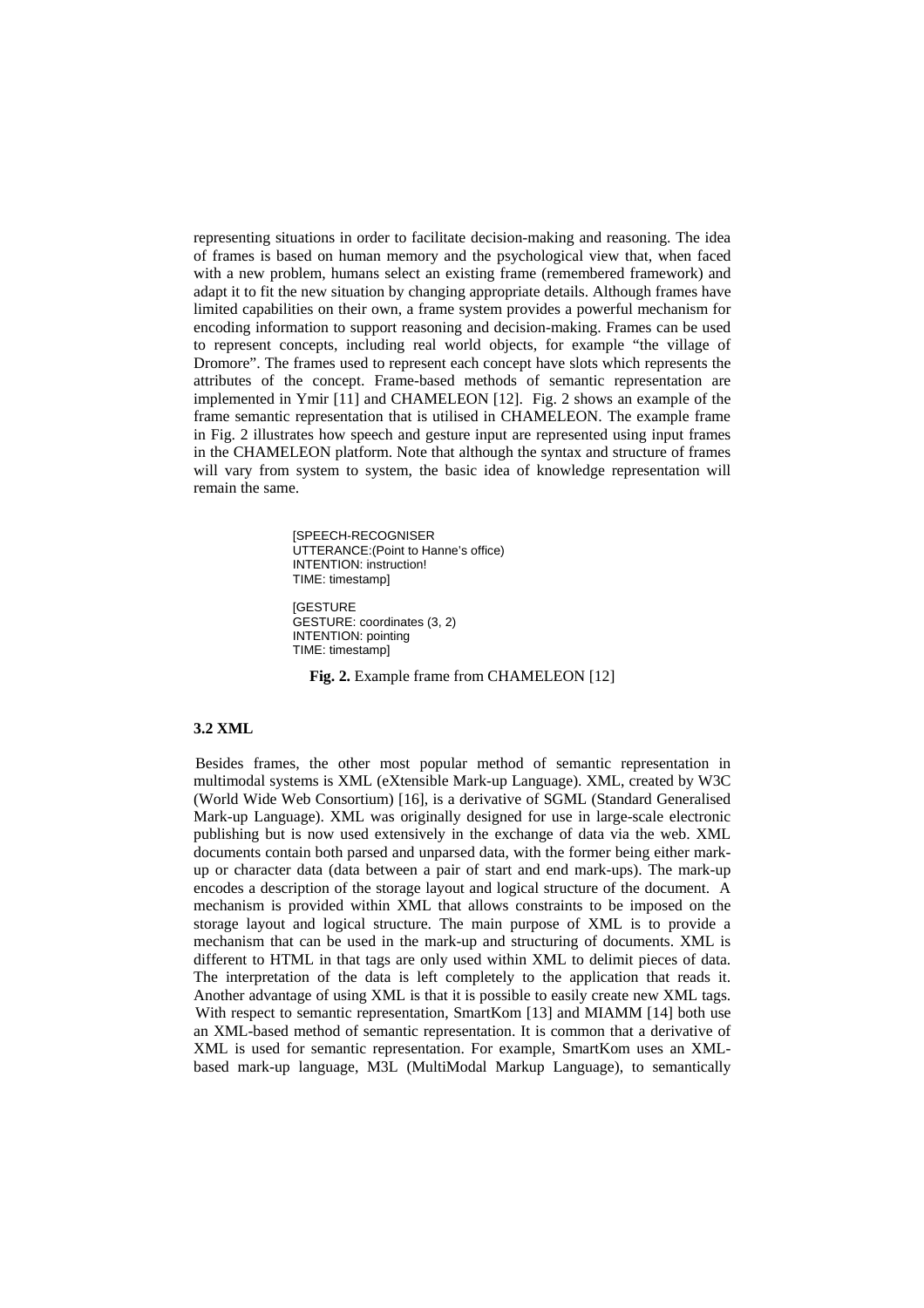representing situations in order to facilitate decision-making and reasoning. The idea of frames is based on human memory and the psychological view that, when faced with a new problem, humans select an existing frame (remembered framework) and adapt it to fit the new situation by changing appropriate details. Although frames have limited capabilities on their own, a frame system provides a powerful mechanism for encoding information to support reasoning and decision-making. Frames can be used to represent concepts, including real world objects, for example "the village of Dromore". The frames used to represent each concept have slots which represents the attributes of the concept. Frame-based methods of semantic representation are implemented in Ymir [11] and CHAMELEON [12]. Fig. 2 shows an example of the frame semantic representation that is utilised in CHAMELEON. The example frame in Fig. 2 illustrates how speech and gesture input are represented using input frames in the CHAMELEON platform. Note that although the syntax and structure of frames will vary from system to system, the basic idea of knowledge representation will remain the same.

```
[SPEECH-RECOGNISER
UTTERANCE:(Point to Hanne's office)
INTENTION: instruction!
TIME: timestamp]

[GESTURE
GESTURE: coordinates (3, 2)
INTENTION: pointing
TIME: timestamp]
```

**Fig. 2.** Example frame from CHAMELEON [12]

### 3.2 XML

Besides frames, the other most popular method of semantic representation in multimodal systems is XML (eXtensible Mark-up Language). XML, created by W3C (World Wide Web Consortium) [16], is a derivative of SGML (Standard Generalised Mark-up Language). XML was originally designed for use in large-scale electronic publishing but is now used extensively in the exchange of data via the web. XML documents contain both parsed and unparsed data, with the former being either mark-up or character data (data between a pair of start and end mark-ups). The mark-up encodes a description of the storage layout and logical structure of the document. A mechanism is provided within XML that allows constraints to be imposed on the storage layout and logical structure. The main purpose of XML is to provide a mechanism that can be used in the mark-up and structuring of documents. XML is different to HTML in that tags are only used within XML to delimit pieces of data. The interpretation of the data is left completely to the application that reads it. Another advantage of using XML is that it is possible to easily create new XML tags.

With respect to semantic representation, SmartKom [13] and MIAMM [14] both use an XML-based method of semantic representation. It is common that a derivative of XML is used for semantic representation. For example, SmartKom uses an XML-based mark-up language, M3L (MultiModal Markup Language), to semantically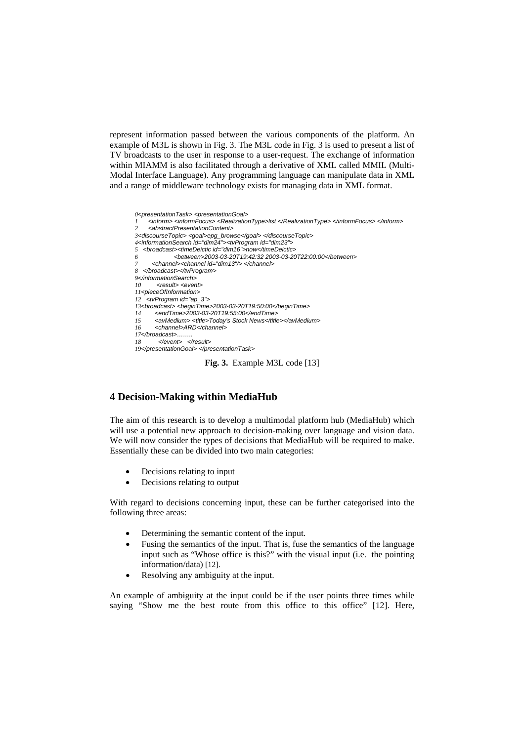represent information passed between the various components of the platform. An example of M3L is shown in Fig. 3. The M3L code in Fig. 3 is used to present a list of TV broadcasts to the user in response to a user-request. The exchange of information within MIAMM is also facilitated through a derivative of XML called MMIL (Multi-Modal Interface Language). Any programming language can manipulate data in XML and a range of middleware technology exists for managing data in XML format.

```
0<presentationTask> <presentationGoal>
1    <inform> <informFocus> <RealizationType>list </RealizationType> </informFocus> </inform>
2    <abstractPresentationContent>
3<discourseTopic> <goal>epg_browse</goal> </discourseTopic>
4<informationSearch id="dim24"><tvProgram id="dim23">
5  <broadcast><timeDeictic id="dim16">now</timeDeictic>
6                <between>2003-03-20T19:42:32 2003-03-20T22:00:00</between>
7     <channel><channel id="dim13"/> </channel>
8  </broadcast></tvProgram>
9</informationSearch>
10       <result> <event>
11<pieceOfInformation>
12  <tvProgram id="ap_3">
13<broadcast> <beginTime>2003-03-20T19:50:00</beginTime>
14      <endTime>2003-03-20T19:55:00</endTime>
15      <avMedium> <title>Today's Stock News</title></avMedium>
16      <channel>ARD</channel>
17</broadcast>……..
18        </event>   </result>
19</presentationGoal> </presentationTask>
```

**Fig. 3.** Example M3L code [13]

## 4 Decision-Making within MediaHub

The aim of this research is to develop a multimodal platform hub (MediaHub) which will use a potential new approach to decision-making over language and vision data. We will now consider the types of decisions that MediaHub will be required to make. Essentially these can be divided into two main categories:

- Decisions relating to input
- Decisions relating to output

With regard to decisions concerning input, these can be further categorised into the following three areas:

- Determining the semantic content of the input.
- Fusing the semantics of the input. That is, fuse the semantics of the language input such as "Whose office is this?" with the visual input (i.e. the pointing information/data) [12].
- Resolving any ambiguity at the input.

An example of ambiguity at the input could be if the user points three times while saying "Show me the best route from this office to this office" [12]. Here,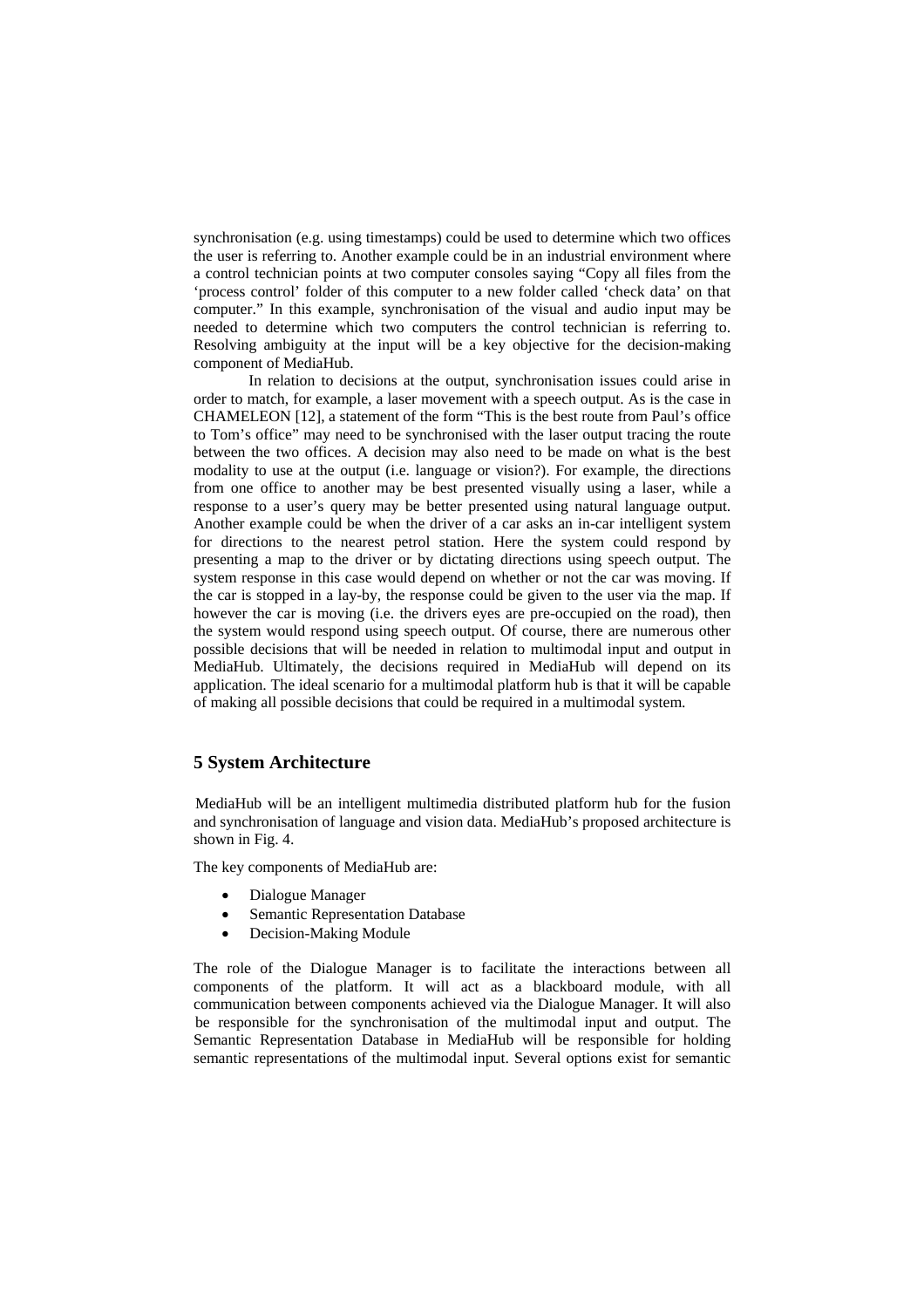synchronisation (e.g. using timestamps) could be used to determine which two offices the user is referring to. Another example could be in an industrial environment where a control technician points at two computer consoles saying “Copy all files from the ‘process control’ folder of this computer to a new folder called ‘check data’ on that computer.” In this example, synchronisation of the visual and audio input may be needed to determine which two computers the control technician is referring to. Resolving ambiguity at the input will be a key objective for the decision-making component of MediaHub.

In relation to decisions at the output, synchronisation issues could arise in order to match, for example, a laser movement with a speech output. As is the case in CHAMELEON [12], a statement of the form “This is the best route from Paul’s office to Tom’s office” may need to be synchronised with the laser output tracing the route between the two offices. A decision may also need to be made on what is the best modality to use at the output (i.e. language or vision?). For example, the directions from one office to another may be best presented visually using a laser, while a response to a user’s query may be better presented using natural language output. Another example could be when the driver of a car asks an in-car intelligent system for directions to the nearest petrol station. Here the system could respond by presenting a map to the driver or by dictating directions using speech output. The system response in this case would depend on whether or not the car was moving. If the car is stopped in a lay-by, the response could be given to the user via the map. If however the car is moving (i.e. the drivers eyes are pre-occupied on the road), then the system would respond using speech output. Of course, there are numerous other possible decisions that will be needed in relation to multimodal input and output in MediaHub. Ultimately, the decisions required in MediaHub will depend on its application. The ideal scenario for a multimodal platform hub is that it will be capable of making all possible decisions that could be required in a multimodal system.

## 5 System Architecture

MediaHub will be an intelligent multimedia distributed platform hub for the fusion and synchronisation of language and vision data. MediaHub’s proposed architecture is shown in Fig. 4.

The key components of MediaHub are:

- Dialogue Manager
- Semantic Representation Database
- Decision-Making Module

The role of the Dialogue Manager is to facilitate the interactions between all components of the platform. It will act as a blackboard module, with all communication between components achieved via the Dialogue Manager. It will also be responsible for the synchronisation of the multimodal input and output. The Semantic Representation Database in MediaHub will be responsible for holding semantic representations of the multimodal input. Several options exist for semantic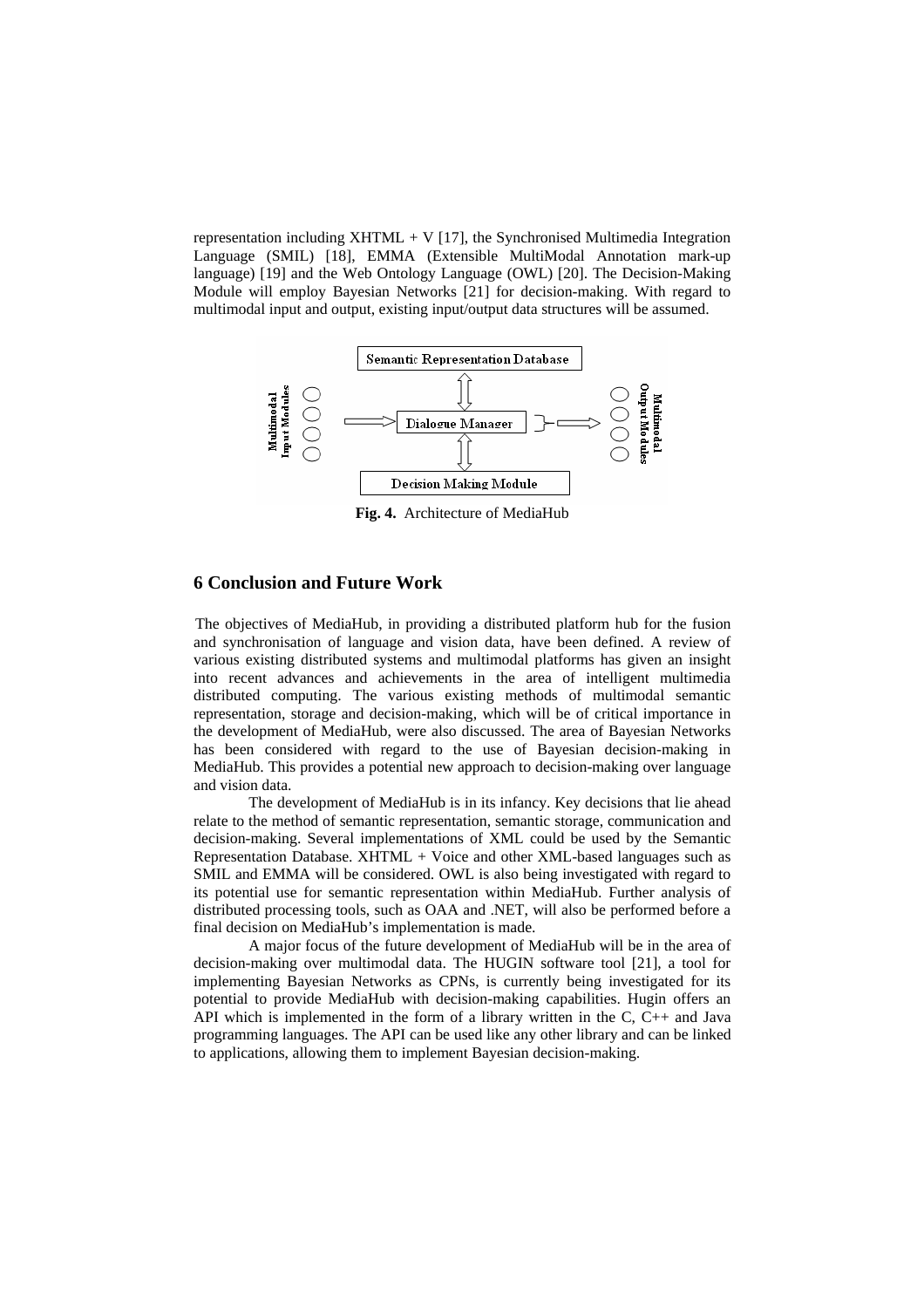representation including XHTML + V [17], the Synchronised Multimedia Integration Language (SMIL) [18], EMMA (Extensible MultiModal Annotation mark-up language) [19] and the Web Ontology Language (OWL) [20]. The Decision-Making Module will employ Bayesian Networks [21] for decision-making. With regard to multimodal input and output, existing input/output data structures will be assumed.

**Fig. 4.** Architecture of MediaHub

## 6 Conclusion and Future Work

The objectives of MediaHub, in providing a distributed platform hub for the fusion and synchronisation of language and vision data, have been defined. A review of various existing distributed systems and multimodal platforms has given an insight into recent advances and achievements in the area of intelligent multimedia distributed computing. The various existing methods of multimodal semantic representation, storage and decision-making, which will be of critical importance in the development of MediaHub, were also discussed. The area of Bayesian Networks has been considered with regard to the use of Bayesian decision-making in MediaHub. This provides a potential new approach to decision-making over language and vision data.

The development of MediaHub is in its infancy. Key decisions that lie ahead relate to the method of semantic representation, semantic storage, communication and decision-making. Several implementations of XML could be used by the Semantic Representation Database. XHTML + Voice and other XML-based languages such as SMIL and EMMA will be considered. OWL is also being investigated with regard to its potential use for semantic representation within MediaHub. Further analysis of distributed processing tools, such as OAA and .NET, will also be performed before a final decision on MediaHub's implementation is made.

A major focus of the future development of MediaHub will be in the area of decision-making over multimodal data. The HUGIN software tool [21], a tool for implementing Bayesian Networks as CPNs, is currently being investigated for its potential to provide MediaHub with decision-making capabilities. Hugin offers an API which is implemented in the form of a library written in the C, C++ and Java programming languages. The API can be used like any other library and can be linked to applications, allowing them to implement Bayesian decision-making.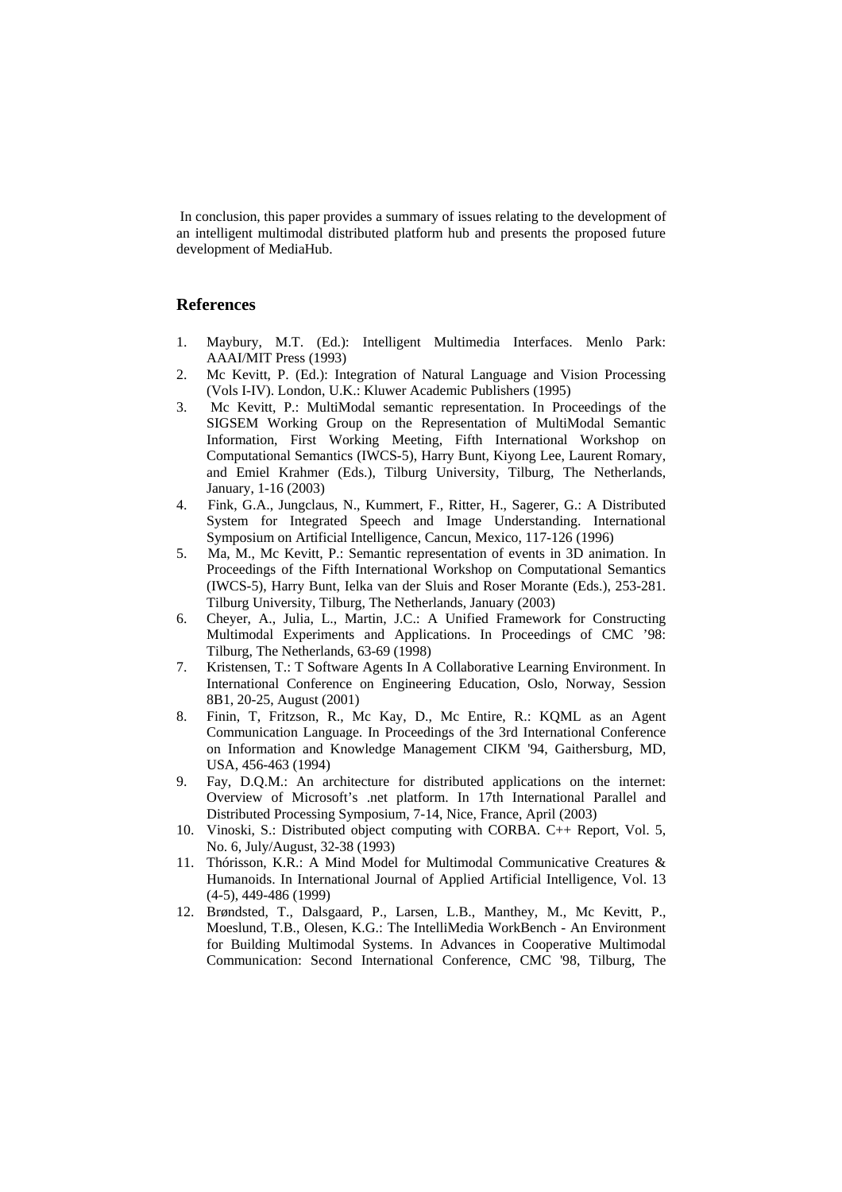In conclusion, this paper provides a summary of issues relating to the development of an intelligent multimodal distributed platform hub and presents the proposed future development of MediaHub.

## References

1. Maybury, M.T. (Ed.): Intelligent Multimedia Interfaces. Menlo Park: AAAI/MIT Press (1993)
2. Mc Kevitt, P. (Ed.): Integration of Natural Language and Vision Processing (Vols I-IV). London, U.K.: Kluwer Academic Publishers (1995)
3. Mc Kevitt, P.: MultiModal semantic representation. In Proceedings of the SIGSEM Working Group on the Representation of MultiModal Semantic Information, First Working Meeting, Fifth International Workshop on Computational Semantics (IWCS-5), Harry Bunt, Kiyong Lee, Laurent Romary, and Emiel Krahmer (Eds.), Tilburg University, Tilburg, The Netherlands, January, 1-16 (2003)
4. Fink, G.A., Jungclaus, N., Kummert, F., Ritter, H., Sagerer, G.: A Distributed System for Integrated Speech and Image Understanding. International Symposium on Artificial Intelligence, Cancun, Mexico, 117-126 (1996)
5. Ma, M., Mc Kevitt, P.: Semantic representation of events in 3D animation. In Proceedings of the Fifth International Workshop on Computational Semantics (IWCS-5), Harry Bunt, Ielka van der Sluis and Roser Morante (Eds.), 253-281. Tilburg University, Tilburg, The Netherlands, January (2003)
6. Cheyer, A., Julia, L., Martin, J.C.: A Unified Framework for Constructing Multimodal Experiments and Applications. In Proceedings of CMC '98: Tilburg, The Netherlands, 63-69 (1998)
7. Kristensen, T.: T Software Agents In A Collaborative Learning Environment. In International Conference on Engineering Education, Oslo, Norway, Session 8B1, 20-25, August (2001)
8. Finin, T, Fritzson, R., Mc Kay, D., Mc Entire, R.: KQML as an Agent Communication Language. In Proceedings of the 3rd International Conference on Information and Knowledge Management CIKM '94, Gaithersburg, MD, USA, 456-463 (1994)
9. Fay, D.Q.M.: An architecture for distributed applications on the internet: Overview of Microsoft's .net platform. In 17th International Parallel and Distributed Processing Symposium, 7-14, Nice, France, April (2003)
10. Vinoski, S.: Distributed object computing with CORBA. C++ Report, Vol. 5, No. 6, July/August, 32-38 (1993)
11. Thórisson, K.R.: A Mind Model for Multimodal Communicative Creatures & Humanoids. In International Journal of Applied Artificial Intelligence, Vol. 13 (4-5), 449-486 (1999)
12. Brøndsted, T., Dalsgaard, P., Larsen, L.B., Manthey, M., Mc Kevitt, P., Moeslund, T.B., Olesen, K.G.: The IntelliMedia WorkBench - An Environment for Building Multimodal Systems. In Advances in Cooperative Multimodal Communication: Second International Conference, CMC '98, Tilburg, The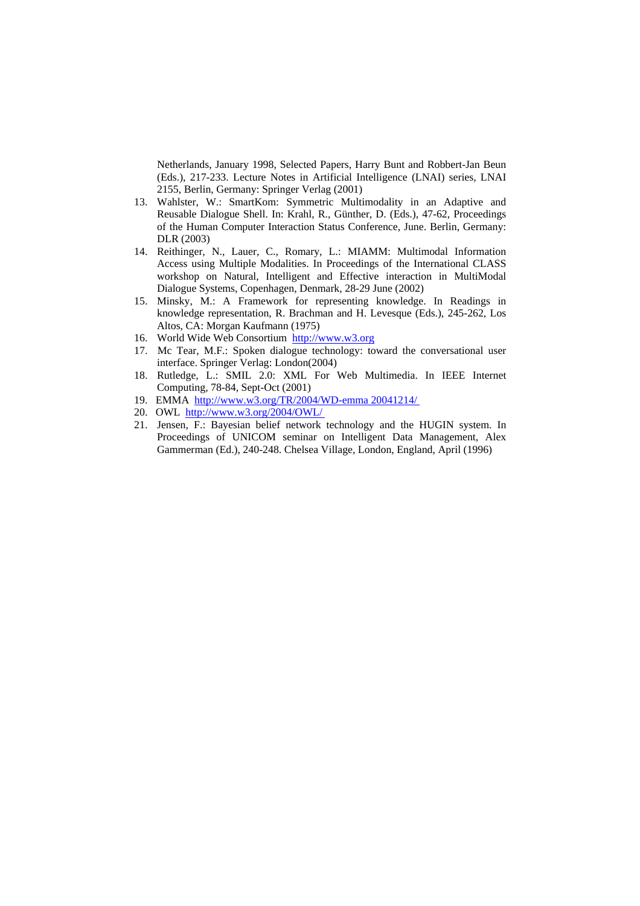Netherlands, January 1998, Selected Papers, Harry Bunt and Robbert-Jan Beun (Eds.), 217-233. Lecture Notes in Artificial Intelligence (LNAI) series, LNAI 2155, Berlin, Germany: Springer Verlag (2001)

13. Wahlster, W.: SmartKom: Symmetric Multimodality in an Adaptive and Reusable Dialogue Shell. In: Krahl, R., Günther, D. (Eds.), 47-62, Proceedings of the Human Computer Interaction Status Conference, June. Berlin, Germany: DLR (2003)
14. Reithinger, N., Lauer, C., Romary, L.: MIAMM: Multimodal Information Access using Multiple Modalities. In Proceedings of the International CLASS workshop on Natural, Intelligent and Effective interaction in MultiModal Dialogue Systems, Copenhagen, Denmark, 28-29 June (2002)
15. Minsky, M.: A Framework for representing knowledge. In Readings in knowledge representation, R. Brachman and H. Levesque (Eds.), 245-262, Los Altos, CA: Morgan Kaufmann (1975)
16. World Wide Web Consortium http://www.w3.org
17. Mc Tear, M.F.: Spoken dialogue technology: toward the conversational user interface. Springer Verlag: London(2004)
18. Rutledge, L.: SMIL 2.0: XML For Web Multimedia. In IEEE Internet Computing, 78-84, Sept-Oct (2001)
19. EMMA http://www.w3.org/TR/2004/WD-emma 20041214/
20. OWL http://www.w3.org/2004/OWL/
21. Jensen, F.: Bayesian belief network technology and the HUGIN system. In Proceedings of UNICOM seminar on Intelligent Data Management, Alex Gammerman (Ed.), 240-248. Chelsea Village, London, England, April (1996)